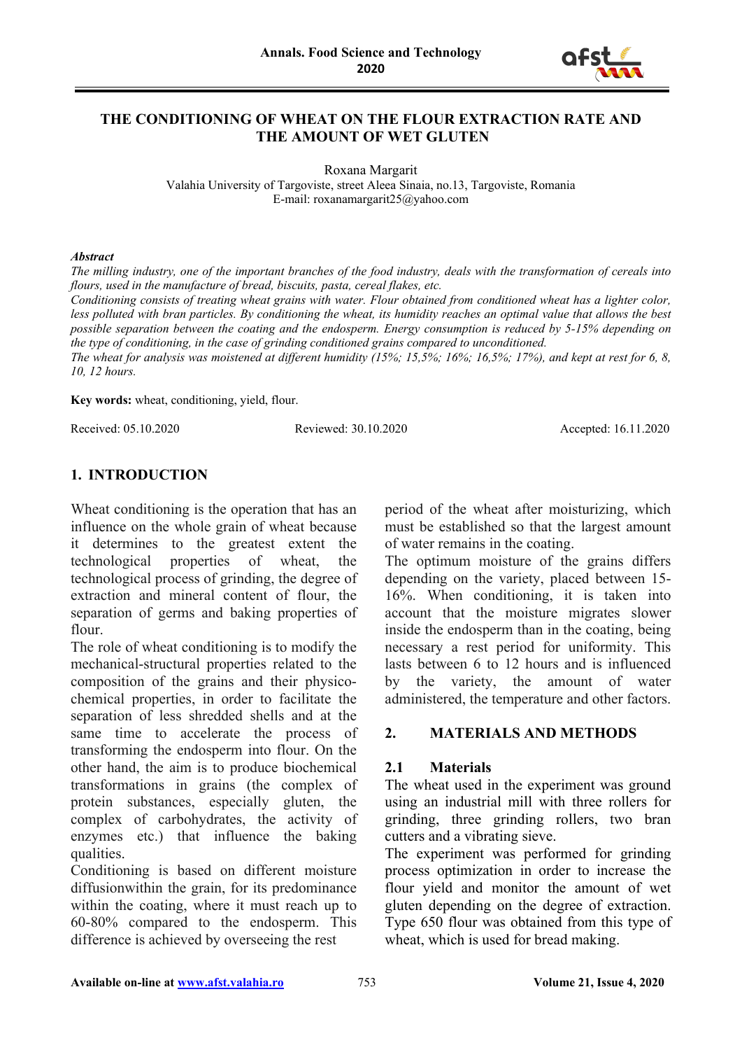# THE CONDITIONING OF WHEAT ON THE FLOUR EXTRACTION RATE AND THE AMOUNT OF WET GLUTEN

Roxana Margarit

Valahia University of Targoviste, street Aleea Sinaia, no.13, Targoviste, Romania
E-mail: roxanamargarit25@yahoo.com

***Abstract***

*The milling industry, one of the important branches of the food industry, deals with the transformation of cereals into flours, used in the manufacture of bread, biscuits, pasta, cereal flakes, etc.*

*Conditioning consists of treating wheat grains with water. Flour obtained from conditioned wheat has a lighter color, less polluted with bran particles. By conditioning the wheat, its humidity reaches an optimal value that allows the best possible separation between the coating and the endosperm. Energy consumption is reduced by 5-15% depending on the type of conditioning, in the case of grinding conditioned grains compared to unconditioned.*

*The wheat for analysis was moistened at different humidity (15%; 15,5%; 16%; 16,5%; 17%), and kept at rest for 6, 8, 10, 12 hours.*

**Key words:** wheat, conditioning, yield, flour.

Received: 05.10.2020 Reviewed: 30.10.2020 Accepted: 16.11.2020

## 1. INTRODUCTION

Wheat conditioning is the operation that has an influence on the whole grain of wheat because it determines to the greatest extent the technological properties of wheat, the technological process of grinding, the degree of extraction and mineral content of flour, the separation of germs and baking properties of flour.

The role of wheat conditioning is to modify the mechanical-structural properties related to the composition of the grains and their physico-chemical properties, in order to facilitate the separation of less shredded shells and at the same time to accelerate the process of transforming the endosperm into flour. On the other hand, the aim is to produce biochemical transformations in grains (the complex of protein substances, especially gluten, the complex of carbohydrates, the activity of enzymes etc.) that influence the baking qualities.

Conditioning is based on different moisture diffusionwithin the grain, for its predominance within the coating, where it must reach up to 60-80% compared to the endosperm. This difference is achieved by overseeing the rest period of the wheat after moisturizing, which must be established so that the largest amount of water remains in the coating.

The optimum moisture of the grains differs depending on the variety, placed between 15-16%. When conditioning, it is taken into account that the moisture migrates slower inside the endosperm than in the coating, being necessary a rest period for uniformity. This lasts between 6 to 12 hours and is influenced by the variety, the amount of water administered, the temperature and other factors.

## 2. MATERIALS AND METHODS

### 2.1 Materials

The wheat used in the experiment was ground using an industrial mill with three rollers for grinding, three grinding rollers, two bran cutters and a vibrating sieve.

The experiment was performed for grinding process optimization in order to increase the flour yield and monitor the amount of wet gluten depending on the degree of extraction. Type 650 flour was obtained from this type of wheat, which is used for bread making.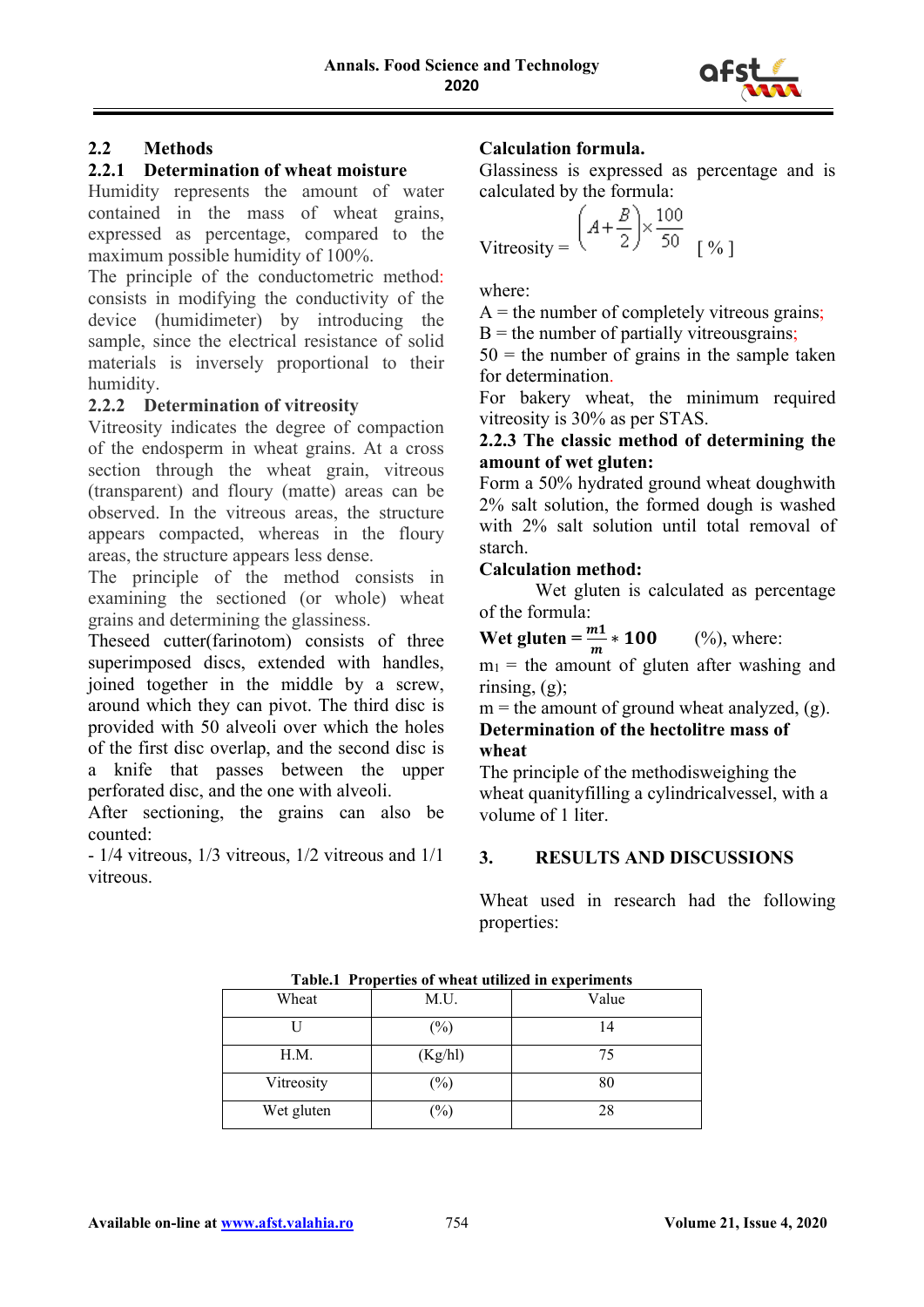## 2.2 Methods

### 2.2.1 Determination of wheat moisture

Humidity represents the amount of water contained in the mass of wheat grains, expressed as percentage, compared to the maximum possible humidity of 100%.

The principle of the conductometric method: consists in modifying the conductivity of the device (humidimeter) by introducing the sample, since the electrical resistance of solid materials is inversely proportional to their humidity.

### 2.2.2 Determination of vitreosity

Vitreosity indicates the degree of compaction of the endosperm in wheat grains. At a cross section through the wheat grain, vitreous (transparent) and floury (matte) areas can be observed. In the vitreous areas, the structure appears compacted, whereas in the floury areas, the structure appears less dense.

The principle of the method consists in examining the sectioned (or whole) wheat grains and determining the glassiness.

Theseed cutter(farinotom) consists of three superimposed discs, extended with handles, joined together in the middle by a screw, around which they can pivot. The third disc is provided with 50 alveoli over which the holes of the first disc overlap, and the second disc is a knife that passes between the upper perforated disc, and the one with alveoli.

After sectioning, the grains can also be counted:

- 1/4 vitreous, 1/3 vitreous, 1/2 vitreous and 1/1 vitreous.

**Calculation formula.**

Glassiness is expressed as percentage and is calculated by the formula:

$$\text{Vitreosity} = \left(A + \frac{B}{2}\right) \times \frac{100}{50} \quad [\%]$$

where:

A = the number of completely vitreous grains;

B = the number of partially vitreousgrains;

50 = the number of grains in the sample taken for determination.

For bakery wheat, the minimum required vitreosity is 30% as per STAS.

### 2.2.3 The classic method of determining the amount of wet gluten:

Form a 50% hydrated ground wheat doughwith 2% salt solution, the formed dough is washed with 2% salt solution until total removal of starch.

**Calculation method:**

Wet gluten is calculated as percentage of the formula:

$$\textbf{Wet gluten} = \frac{m1}{m} * 100 \quad (\%)$$, where:

$m_1$ = the amount of gluten after washing and rinsing, (g);

m = the amount of ground wheat analyzed, (g).

**Determination of the hectolitre mass of wheat**

The principle of the methodisweighing the wheat quanityfilling a cylindricalvessel, with a volume of 1 liter.

## 3. RESULTS AND DISCUSSIONS

Wheat used in research had the following properties:

**Table.1 Properties of wheat utilized in experiments**

| Wheat | M.U. | Value |
|---|---|---|
| U | (%) | 14 |
| H.M. | (Kg/hl) | 75 |
| Vitreosity | (%) | 80 |
| Wet gluten | (%) | 28 |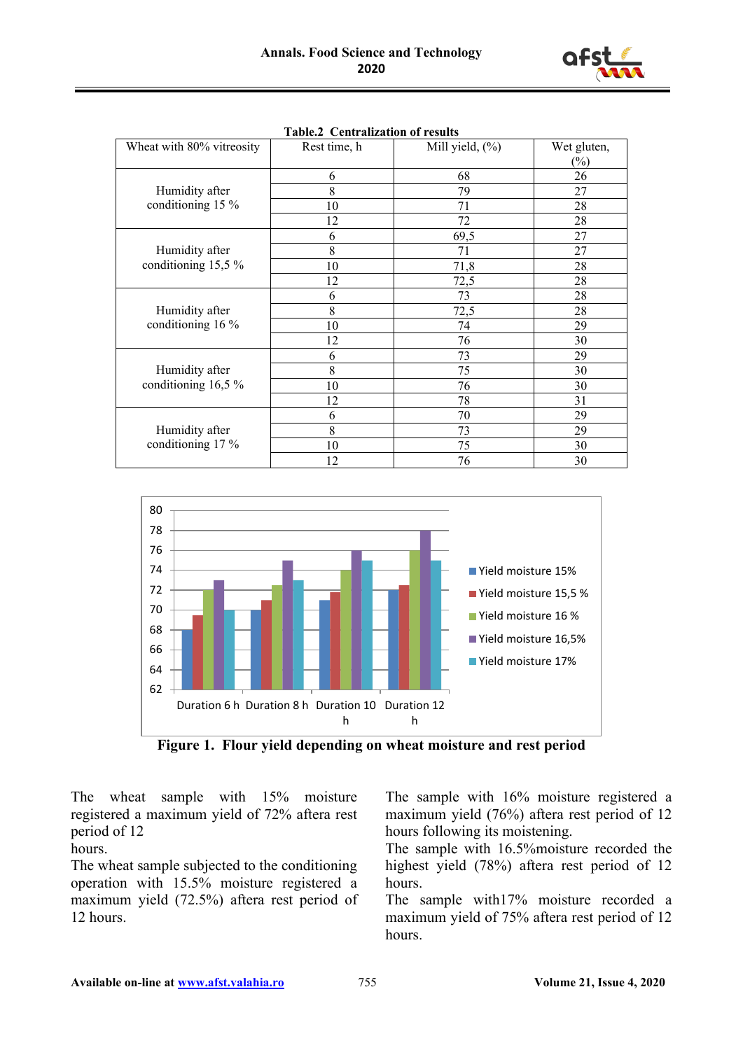**Table.2 Centralization of results**

| Wheat with 80% vitreosity | Rest time, h | Mill yield, (%) | Wet gluten, (%) |
|---|---|---|---|
| Humidity after conditioning 15 % | 6 | 68 | 26 |
| | 8 | 79 | 27 |
| | 10 | 71 | 28 |
| | 12 | 72 | 28 |
| Humidity after conditioning 15,5 % | 6 | 69,5 | 27 |
| | 8 | 71 | 27 |
| | 10 | 71,8 | 28 |
| | 12 | 72,5 | 28 |
| Humidity after conditioning 16 % | 6 | 73 | 28 |
| | 8 | 72,5 | 28 |
| | 10 | 74 | 29 |
| | 12 | 76 | 30 |
| Humidity after conditioning 16,5 % | 6 | 73 | 29 |
| | 8 | 75 | 30 |
| | 10 | 76 | 30 |
| | 12 | 78 | 31 |
| Humidity after conditioning 17 % | 6 | 70 | 29 |
| | 8 | 73 | 29 |
| | 10 | 75 | 30 |
| | 12 | 76 | 30 |

**Figure 1. Flour yield depending on wheat moisture and rest period**

The wheat sample with 15% moisture registered a maximum yield of 72% aftera rest period of 12 hours.

The wheat sample subjected to the conditioning operation with 15.5% moisture registered a maximum yield (72.5%) aftera rest period of 12 hours.

The sample with 16% moisture registered a maximum yield (76%) aftera rest period of 12 hours following its moistening.

The sample with 16.5%moisture recorded the highest yield (78%) aftera rest period of 12 hours.

The sample with17% moisture recorded a maximum yield of 75% aftera rest period of 12 hours.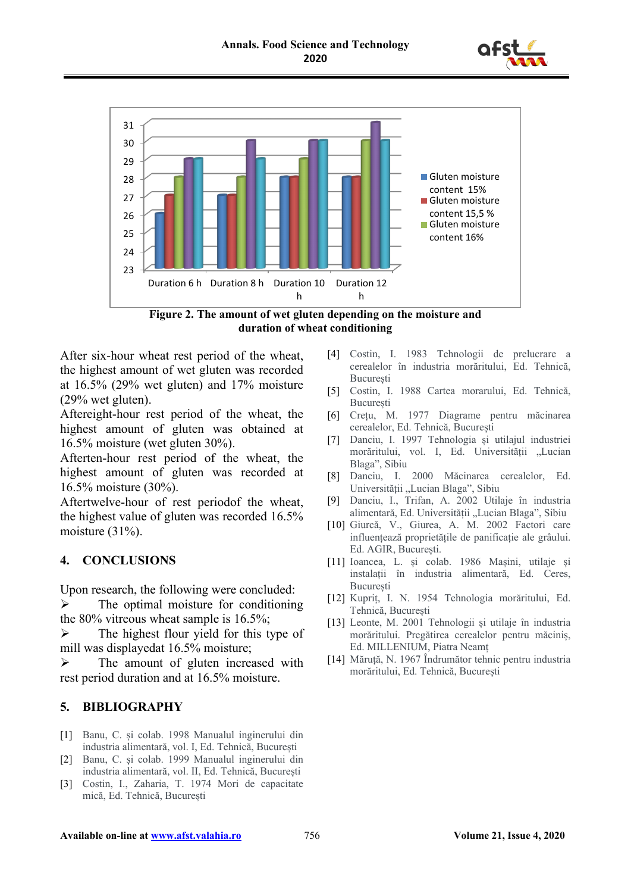31
30
29
28
27
26
25
24
23

Duration 6 h
Duration 8 h
Duration 10 h
Duration 12 h

Gluten moisture content 15%
Gluten moisture content 15,5 %
Gluten moisture content 16%

**Figure 2. The amount of wet gluten depending on the moisture and duration of wheat conditioning**

After six-hour wheat rest period of the wheat, the highest amount of wet gluten was recorded at 16.5% (29% wet gluten) and 17% moisture (29% wet gluten).

Aftereight-hour rest period of the wheat, the highest amount of gluten was obtained at 16.5% moisture (wet gluten 30%).

Afterten-hour rest period of the wheat, the highest amount of gluten was recorded at 16.5% moisture (30%).

Aftertwelve-hour of rest periodof the wheat, the highest value of gluten was recorded 16.5% moisture (31%).

## 4. CONCLUSIONS

Upon research, the following were concluded:

- The optimal moisture for conditioning the 80% vitreous wheat sample is 16.5%;
- The highest flour yield for this type of mill was displayedat 16.5% moisture;
- The amount of gluten increased with rest period duration and at 16.5% moisture.

## 5. BIBLIOGRAPHY

[1] Banu, C. și colab. 1998 Manualul inginerului din industria alimentară, vol. I, Ed. Tehnică, București

[2] Banu, C. și colab. 1999 Manualul inginerului din industria alimentară, vol. II, Ed. Tehnică, București

[3] Costin, I., Zaharia, T. 1974 Mori de capacitate mică, Ed. Tehnică, București

[4] Costin, I. 1983 Tehnologii de prelucrare a cerealelor în industria morăritului, Ed. Tehnică, București

[5] Costin, I. 1988 Cartea morarului, Ed. Tehnică, București

[6] Crețu, M. 1977 Diagrame pentru măcinarea cerealelor, Ed. Tehnică, București

[7] Danciu, I. 1997 Tehnologia și utilajul industriei morăritului, vol. I, Ed. Universității „Lucian Blaga", Sibiu

[8] Danciu, I. 2000 Măcinarea cerealelor, Ed. Universității „Lucian Blaga", Sibiu

[9] Danciu, I., Trifan, A. 2002 Utilaje în industria alimentară, Ed. Universității „Lucian Blaga", Sibiu

[10] Giurcă, V., Giurea, A. M. 2002 Factori care influențează proprietățile de panificație ale grâului. Ed. AGIR, București.

[11] Ioancea, L. și colab. 1986 Mașini, utilaje și instalații în industria alimentară, Ed. Ceres, București

[12] Kupriț, I. N. 1954 Tehnologia morăritului, Ed. Tehnică, București

[13] Leonte, M. 2001 Tehnologii și utilaje în industria morăritului. Pregătirea cerealelor pentru măciniș, Ed. MILLENIUM, Piatra Neamț

[14] Măruță, N. 1967 Îndrumător tehnic pentru industria morăritului, Ed. Tehnică, București